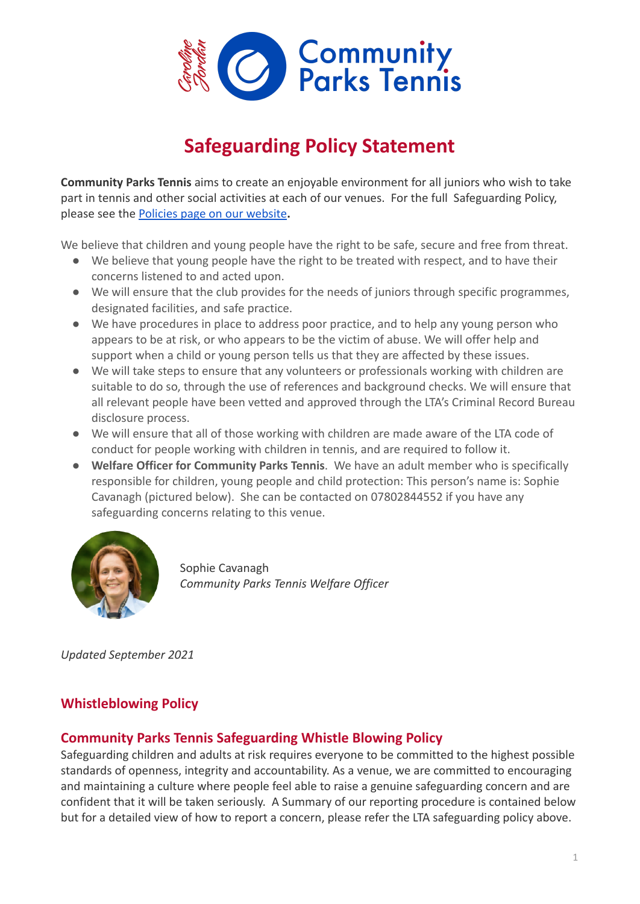# Safeguarding Policy Statement

**Community Parks Tennis** aims to create an enjoyable environment for all juniors who wish to take part in tennis and other social activities at each of our venues. For the full Safeguarding Policy, please see the [Policies page on our website](#)**.**

We believe that children and young people have the right to be safe, secure and free from threat.

- We believe that young people have the right to be treated with respect, and to have their concerns listened to and acted upon.
- We will ensure that the club provides for the needs of juniors through specific programmes, designated facilities, and safe practice.
- We have procedures in place to address poor practice, and to help any young person who appears to be at risk, or who appears to be the victim of abuse. We will offer help and support when a child or young person tells us that they are affected by these issues.
- We will take steps to ensure that any volunteers or professionals working with children are suitable to do so, through the use of references and background checks. We will ensure that all relevant people have been vetted and approved through the LTA's Criminal Record Bureau disclosure process.
- We will ensure that all of those working with children are made aware of the LTA code of conduct for people working with children in tennis, and are required to follow it.
- **Welfare Officer for Community Parks Tennis**. We have an adult member who is specifically responsible for children, young people and child protection: This person's name is: Sophie Cavanagh (pictured below). She can be contacted on 07802844552 if you have any safeguarding concerns relating to this venue.

Sophie Cavanagh
*Community Parks Tennis Welfare Officer*

*Updated September 2021*

## Whistleblowing Policy

### Community Parks Tennis Safeguarding Whistle Blowing Policy

Safeguarding children and adults at risk requires everyone to be committed to the highest possible standards of openness, integrity and accountability. As a venue, we are committed to encouraging and maintaining a culture where people feel able to raise a genuine safeguarding concern and are confident that it will be taken seriously. A Summary of our reporting procedure is contained below but for a detailed view of how to report a concern, please refer the LTA safeguarding policy above.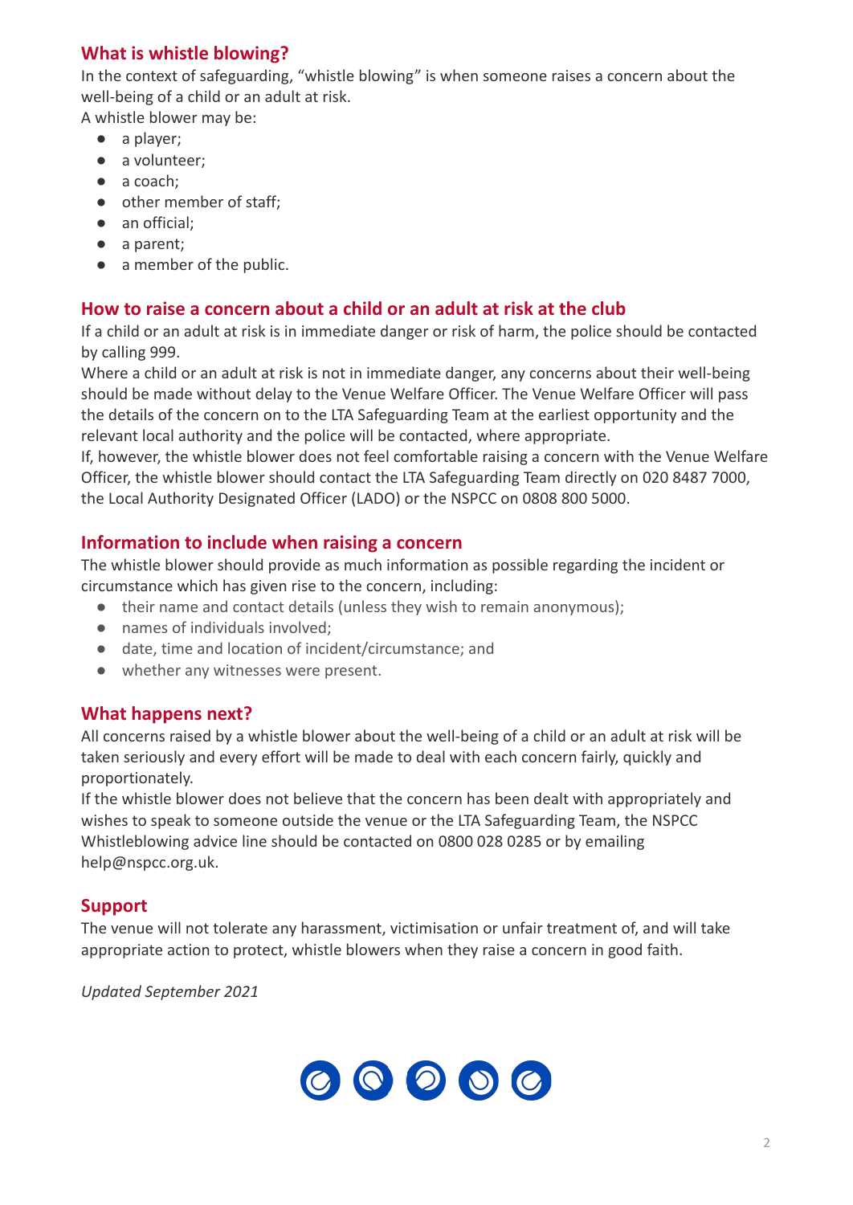## What is whistle blowing?

In the context of safeguarding, "whistle blowing" is when someone raises a concern about the well-being of a child or an adult at risk.

A whistle blower may be:

- a player;
- a volunteer;
- a coach;
- other member of staff;
- an official;
- a parent;
- a member of the public.

## How to raise a concern about a child or an adult at risk at the club

If a child or an adult at risk is in immediate danger or risk of harm, the police should be contacted by calling 999.

Where a child or an adult at risk is not in immediate danger, any concerns about their well-being should be made without delay to the Venue Welfare Officer. The Venue Welfare Officer will pass the details of the concern on to the LTA Safeguarding Team at the earliest opportunity and the relevant local authority and the police will be contacted, where appropriate.

If, however, the whistle blower does not feel comfortable raising a concern with the Venue Welfare Officer, the whistle blower should contact the LTA Safeguarding Team directly on 020 8487 7000, the Local Authority Designated Officer (LADO) or the NSPCC on 0808 800 5000.

## Information to include when raising a concern

The whistle blower should provide as much information as possible regarding the incident or circumstance which has given rise to the concern, including:

- their name and contact details (unless they wish to remain anonymous);
- names of individuals involved;
- date, time and location of incident/circumstance; and
- whether any witnesses were present.

## What happens next?

All concerns raised by a whistle blower about the well-being of a child or an adult at risk will be taken seriously and every effort will be made to deal with each concern fairly, quickly and proportionately.

If the whistle blower does not believe that the concern has been dealt with appropriately and wishes to speak to someone outside the venue or the LTA Safeguarding Team, the NSPCC Whistleblowing advice line should be contacted on 0800 028 0285 or by emailing help@nspcc.org.uk.

## Support

The venue will not tolerate any harassment, victimisation or unfair treatment of, and will take appropriate action to protect, whistle blowers when they raise a concern in good faith.

*Updated September 2021*